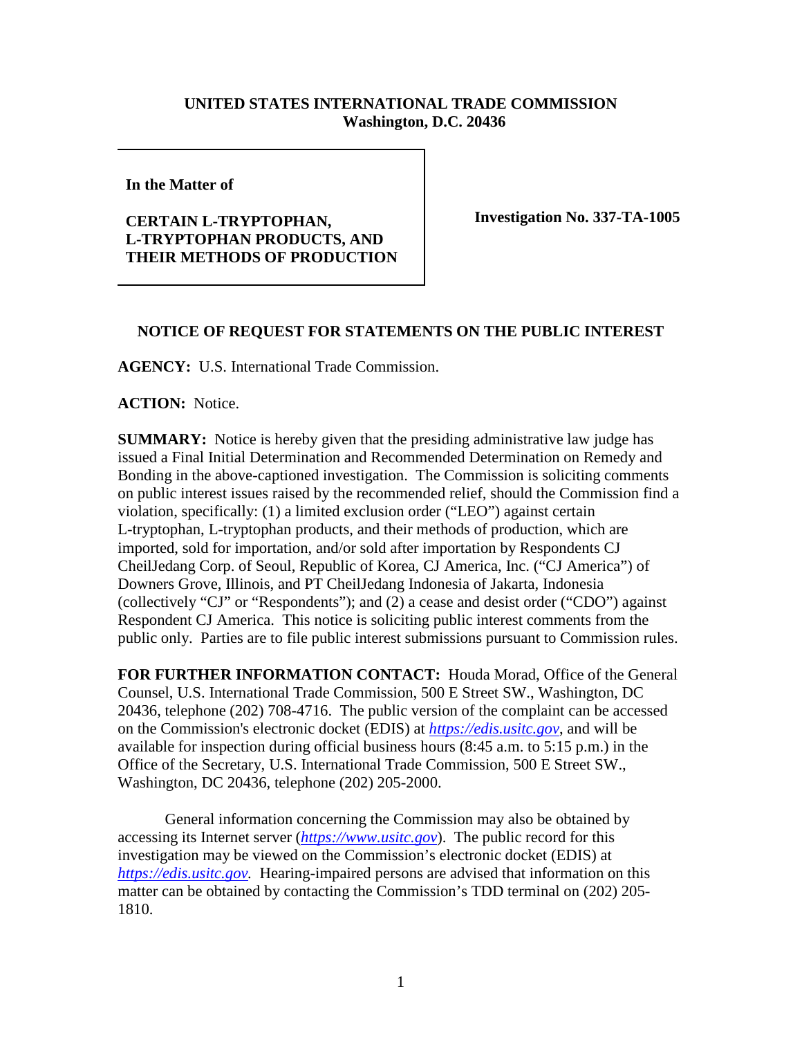**UNITED STATES INTERNATIONAL TRADE COMMISSION**
**Washington, D.C. 20436**

| In the Matter of<br><br>**CERTAIN L-TRYPTOPHAN, L-TRYPTOPHAN PRODUCTS, AND THEIR METHODS OF PRODUCTION** | **Investigation No. 337-TA-1005** |
|---|---|

## NOTICE OF REQUEST FOR STATEMENTS ON THE PUBLIC INTEREST

**AGENCY:** U.S. International Trade Commission.

**ACTION:** Notice.

**SUMMARY:** Notice is hereby given that the presiding administrative law judge has issued a Final Initial Determination and Recommended Determination on Remedy and Bonding in the above-captioned investigation. The Commission is soliciting comments on public interest issues raised by the recommended relief, should the Commission find a violation, specifically: (1) a limited exclusion order ("LEO") against certain L-tryptophan, L-tryptophan products, and their methods of production, which are imported, sold for importation, and/or sold after importation by Respondents CJ CheilJedang Corp. of Seoul, Republic of Korea, CJ America, Inc. ("CJ America") of Downers Grove, Illinois, and PT CheilJedang Indonesia of Jakarta, Indonesia (collectively "CJ" or "Respondents"); and (2) a cease and desist order ("CDO") against Respondent CJ America. This notice is soliciting public interest comments from the public only. Parties are to file public interest submissions pursuant to Commission rules.

**FOR FURTHER INFORMATION CONTACT:** Houda Morad, Office of the General Counsel, U.S. International Trade Commission, 500 E Street SW., Washington, DC 20436, telephone (202) 708-4716. The public version of the complaint can be accessed on the Commission's electronic docket (EDIS) at *https://edis.usitc.gov*, and will be available for inspection during official business hours (8:45 a.m. to 5:15 p.m.) in the Office of the Secretary, U.S. International Trade Commission, 500 E Street SW., Washington, DC 20436, telephone (202) 205-2000.

General information concerning the Commission may also be obtained by accessing its Internet server (*https://www.usitc.gov*). The public record for this investigation may be viewed on the Commission's electronic docket (EDIS) at *https://edis.usitc.gov.* Hearing-impaired persons are advised that information on this matter can be obtained by contacting the Commission's TDD terminal on (202) 205-1810.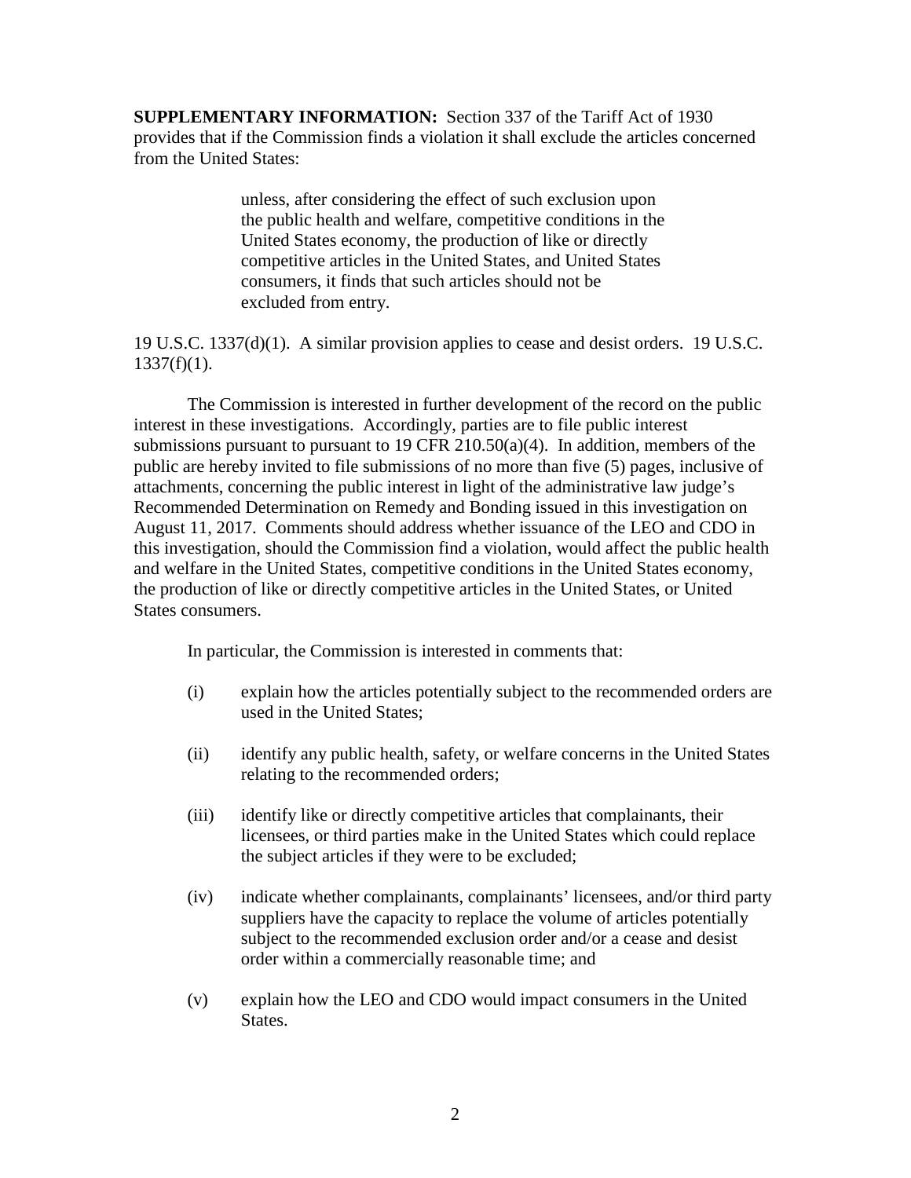**SUPPLEMENTARY INFORMATION:** Section 337 of the Tariff Act of 1930 provides that if the Commission finds a violation it shall exclude the articles concerned from the United States:

> unless, after considering the effect of such exclusion upon the public health and welfare, competitive conditions in the United States economy, the production of like or directly competitive articles in the United States, and United States consumers, it finds that such articles should not be excluded from entry.

19 U.S.C. 1337(d)(1). A similar provision applies to cease and desist orders. 19 U.S.C. 1337(f)(1).

The Commission is interested in further development of the record on the public interest in these investigations. Accordingly, parties are to file public interest submissions pursuant to pursuant to 19 CFR 210.50(a)(4). In addition, members of the public are hereby invited to file submissions of no more than five (5) pages, inclusive of attachments, concerning the public interest in light of the administrative law judge's Recommended Determination on Remedy and Bonding issued in this investigation on August 11, 2017. Comments should address whether issuance of the LEO and CDO in this investigation, should the Commission find a violation, would affect the public health and welfare in the United States, competitive conditions in the United States economy, the production of like or directly competitive articles in the United States, or United States consumers.

In particular, the Commission is interested in comments that:

(i) explain how the articles potentially subject to the recommended orders are used in the United States;

(ii) identify any public health, safety, or welfare concerns in the United States relating to the recommended orders;

(iii) identify like or directly competitive articles that complainants, their licensees, or third parties make in the United States which could replace the subject articles if they were to be excluded;

(iv) indicate whether complainants, complainants' licensees, and/or third party suppliers have the capacity to replace the volume of articles potentially subject to the recommended exclusion order and/or a cease and desist order within a commercially reasonable time; and

(v) explain how the LEO and CDO would impact consumers in the United States.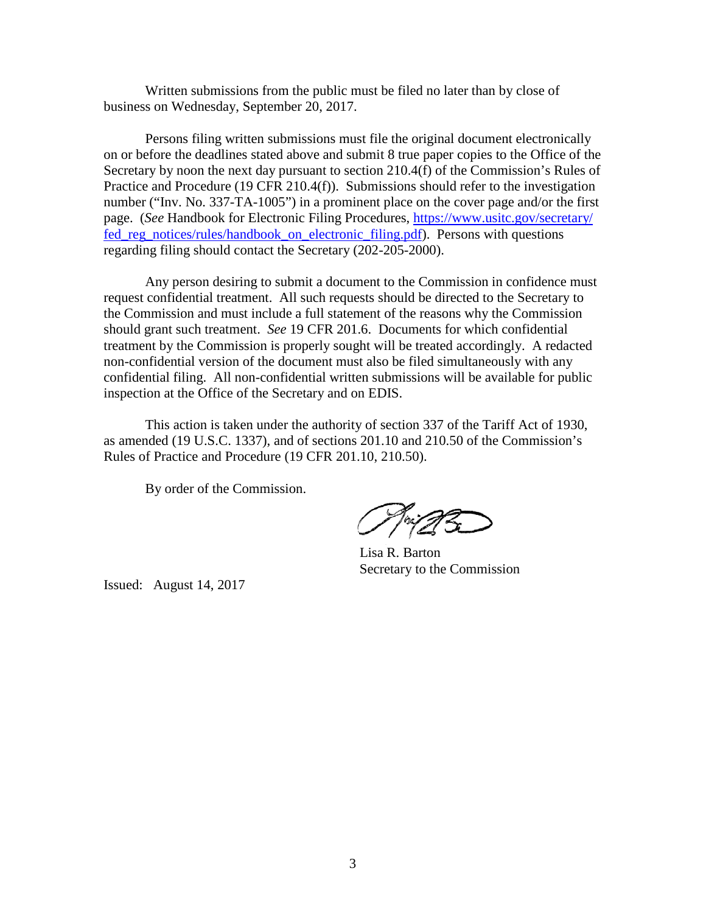Written submissions from the public must be filed no later than by close of business on Wednesday, September 20, 2017.

Persons filing written submissions must file the original document electronically on or before the deadlines stated above and submit 8 true paper copies to the Office of the Secretary by noon the next day pursuant to section 210.4(f) of the Commission's Rules of Practice and Procedure (19 CFR 210.4(f)). Submissions should refer to the investigation number ("Inv. No. 337-TA-1005") in a prominent place on the cover page and/or the first page. (*See* Handbook for Electronic Filing Procedures, https://www.usitc.gov/secretary/fed_reg_notices/rules/handbook_on_electronic_filing.pdf). Persons with questions regarding filing should contact the Secretary (202-205-2000).

Any person desiring to submit a document to the Commission in confidence must request confidential treatment. All such requests should be directed to the Secretary to the Commission and must include a full statement of the reasons why the Commission should grant such treatment. *See* 19 CFR 201.6. Documents for which confidential treatment by the Commission is properly sought will be treated accordingly. A redacted non-confidential version of the document must also be filed simultaneously with any confidential filing. All non-confidential written submissions will be available for public inspection at the Office of the Secretary and on EDIS.

This action is taken under the authority of section 337 of the Tariff Act of 1930, as amended (19 U.S.C. 1337), and of sections 201.10 and 210.50 of the Commission's Rules of Practice and Procedure (19 CFR 201.10, 210.50).

By order of the Commission.

Lisa R. Barton
Secretary to the Commission

Issued: August 14, 2017